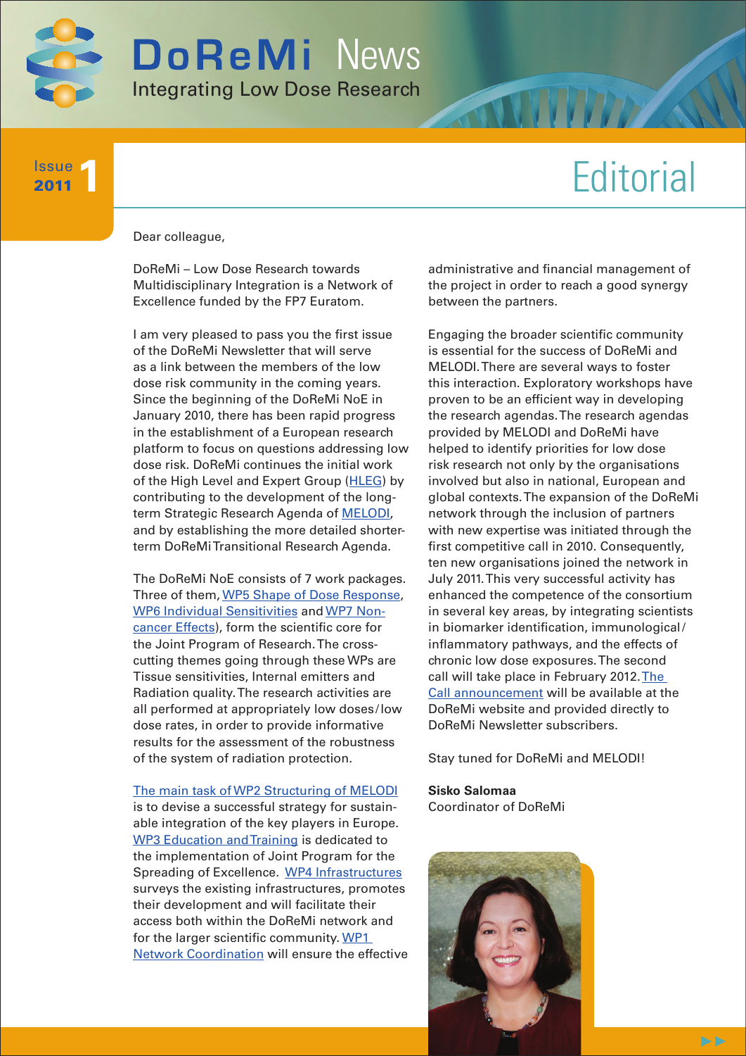# DoReMi News

Integrating Low Dose Research

Issue 1 2011

## Editorial

Dear colleague,

DoReMi – Low Dose Research towards Multidisciplinary Integration is a Network of Excellence funded by the FP7 Euratom.

I am very pleased to pass you the first issue of the DoReMi Newsletter that will serve as a link between the members of the low dose risk community in the coming years. Since the beginning of the DoReMi NoE in January 2010, there has been rapid progress in the establishment of a European research platform to focus on questions addressing low dose risk. DoReMi continues the initial work of the High Level and Expert Group (HLEG) by contributing to the development of the long-term Strategic Research Agenda of MELODI, and by establishing the more detailed shorter-term DoReMi Transitional Research Agenda.

The DoReMi NoE consists of 7 work packages. Three of them, WP5 Shape of Dose Response, WP6 Individual Sensitivities and WP7 Non-cancer Effects), form the scientific core for the Joint Program of Research. The cross-cutting themes going through these WPs are Tissue sensitivities, Internal emitters and Radiation quality. The research activities are all performed at appropriately low doses/low dose rates, in order to provide informative results for the assessment of the robustness of the system of radiation protection.

The main task of WP2 Structuring of MELODI is to devise a successful strategy for sustainable integration of the key players in Europe. WP3 Education and Training is dedicated to the implementation of Joint Program for the Spreading of Excellence. WP4 Infrastructures surveys the existing infrastructures, promotes their development and will facilitate their access both within the DoReMi network and for the larger scientific community. WP1 Network Coordination will ensure the effective administrative and financial management of the project in order to reach a good synergy between the partners.

Engaging the broader scientific community is essential for the success of DoReMi and MELODI. There are several ways to foster this interaction. Exploratory workshops have proven to be an efficient way in developing the research agendas. The research agendas provided by MELODI and DoReMi have helped to identify priorities for low dose risk research not only by the organisations involved but also in national, European and global contexts. The expansion of the DoReMi network through the inclusion of partners with new expertise was initiated through the first competitive call in 2010. Consequently, ten new organisations joined the network in July 2011. This very successful activity has enhanced the competence of the consortium in several key areas, by integrating scientists in biomarker identification, immunological/inflammatory pathways, and the effects of chronic low dose exposures. The second call will take place in February 2012. The Call announcement will be available at the DoReMi website and provided directly to DoReMi Newsletter subscribers.

Stay tuned for DoReMi and MELODI!

**Sisko Salomaa**
Coordinator of DoReMi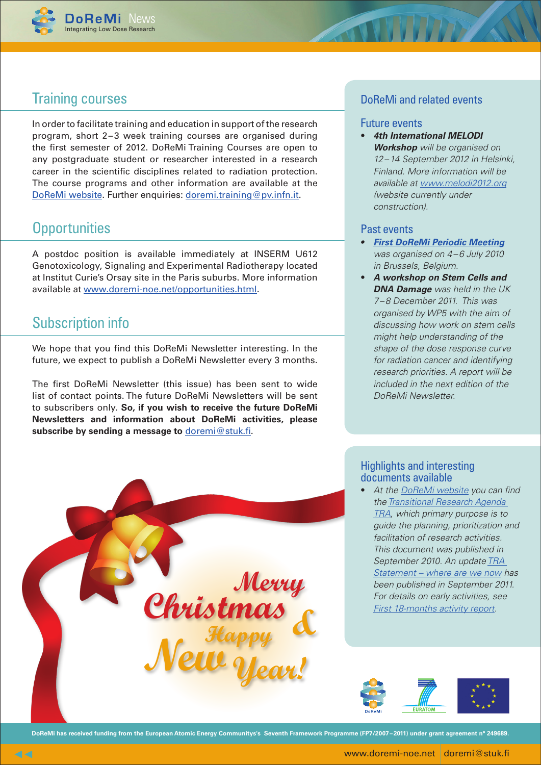## Training courses

In order to facilitate training and education in support of the research program, short 2–3 week training courses are organised during the first semester of 2012. DoReMi Training Courses are open to any postgraduate student or researcher interested in a research career in the scientific disciplines related to radiation protection. The course programs and other information are available at the DoReMi website. Further enquiries: doremi.training@pv.infn.it.

## Opportunities

A postdoc position is available immediately at INSERM U612 Genotoxicology, Signaling and Experimental Radiotherapy located at Institut Curie's Orsay site in the Paris suburbs. More information available at www.doremi-noe.net/opportunities.html.

## Subscription info

We hope that you find this DoReMi Newsletter interesting. In the future, we expect to publish a DoReMi Newsletter every 3 months.

The first DoReMi Newsletter (this issue) has been sent to wide list of contact points. The future DoReMi Newsletters will be sent to subscribers only. **So, if you wish to receive the future DoReMi Newsletters and information about DoReMi activities, please subscribe by sending a message to** doremi@stuk.fi.

Merry Christmas & Happy New Year!

## DoReMi and related events

### Future events

- ***4th International MELODI Workshop*** *will be organised on 12–14 September 2012 in Helsinki, Finland. More information will be available at www.melodi2012.org (website currently under construction).*

### Past events

- ***First DoReMi Periodic Meeting*** *was organised on 4–6 July 2010 in Brussels, Belgium.*
- ***A workshop on Stem Cells and DNA Damage*** *was held in the UK 7–8 December 2011. This was organised by WP5 with the aim of discussing how work on stem cells might help understanding of the shape of the dose response curve for radiation cancer and identifying research priorities. A report will be included in the next edition of the DoReMi Newsletter.*

## Highlights and interesting documents available

- *At the DoReMi website you can find the Transitional Research Agenda TRA, which primary purpose is to guide the planning, prioritization and facilitation of research activities. This document was published in September 2010. An update TRA Statement – where are we now has been published in September 2011. For details on early activities, see First 18-months activity report.*

DoReMi has received funding from the European Atomic Energy Communitys's Seventh Framework Programme (FP7/2007–2011) under grant agreement nº 249689.